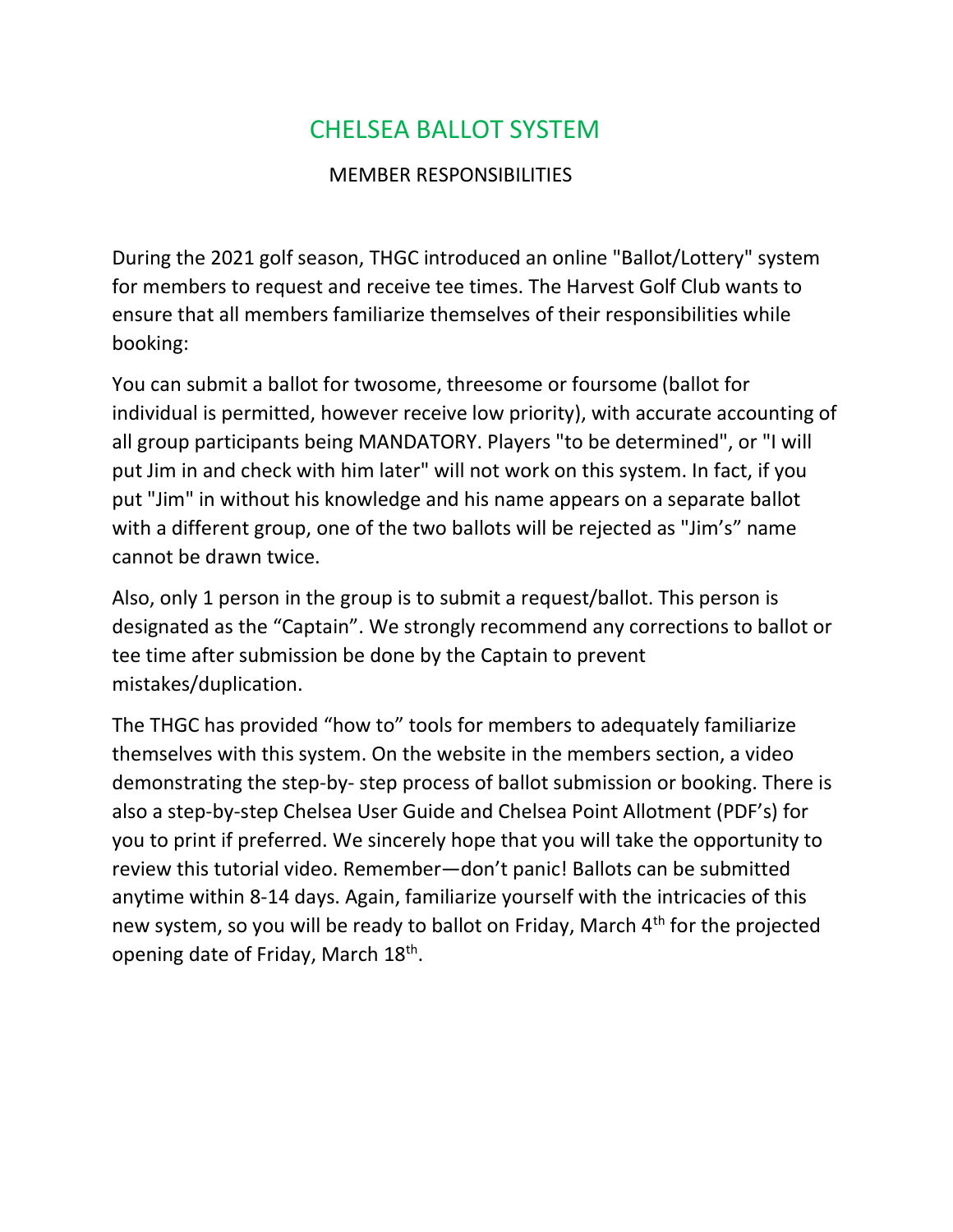# CHELSEA BALLOT SYSTEM

## MEMBER RESPONSIBILITIES

During the 2021 golf season, THGC introduced an online "Ballot/Lottery" system for members to request and receive tee times. The Harvest Golf Club wants to ensure that all members familiarize themselves of their responsibilities while booking:

You can submit a ballot for twosome, threesome or foursome (ballot for individual is permitted, however receive low priority), with accurate accounting of all group participants being MANDATORY. Players "to be determined", or "I will put Jim in and check with him later" will not work on this system. In fact, if you put "Jim" in without his knowledge and his name appears on a separate ballot with a different group, one of the two ballots will be rejected as "Jim's" name cannot be drawn twice.

Also, only 1 person in the group is to submit a request/ballot. This person is designated as the "Captain". We strongly recommend any corrections to ballot or tee time after submission be done by the Captain to prevent mistakes/duplication.

The THGC has provided "how to" tools for members to adequately familiarize themselves with this system. On the website in the members section, a video demonstrating the step-by- step process of ballot submission or booking. There is also a step-by-step Chelsea User Guide and Chelsea Point Allotment (PDF's) for you to print if preferred. We sincerely hope that you will take the opportunity to review this tutorial video. Remember—don't panic! Ballots can be submitted anytime within 8-14 days. Again, familiarize yourself with the intricacies of this new system, so you will be ready to ballot on Friday, March 4th for the projected opening date of Friday, March 18th.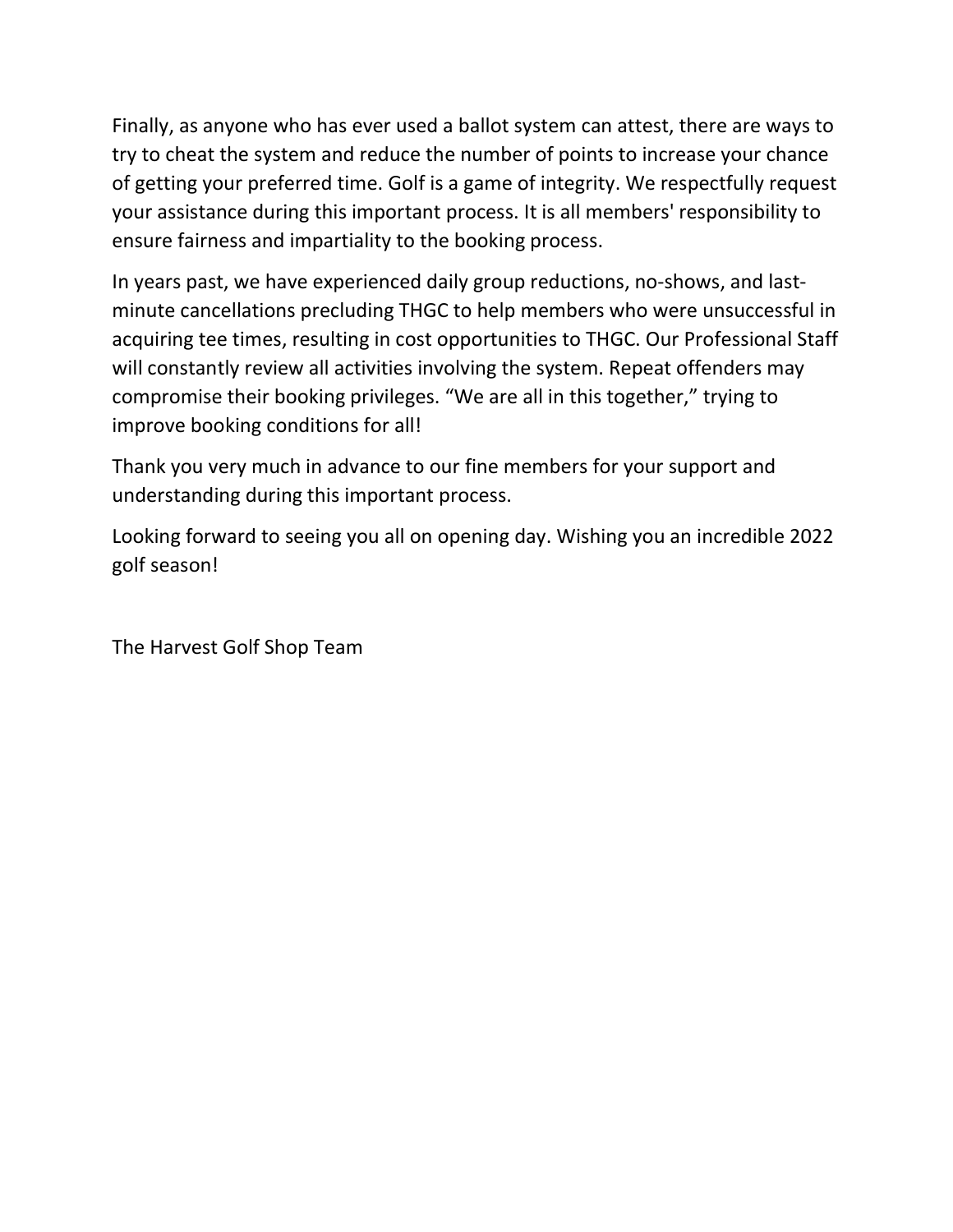Finally, as anyone who has ever used a ballot system can attest, there are ways to try to cheat the system and reduce the number of points to increase your chance of getting your preferred time. Golf is a game of integrity. We respectfully request your assistance during this important process. It is all members' responsibility to ensure fairness and impartiality to the booking process.

In years past, we have experienced daily group reductions, no-shows, and last-minute cancellations precluding THGC to help members who were unsuccessful in acquiring tee times, resulting in cost opportunities to THGC. Our Professional Staff will constantly review all activities involving the system. Repeat offenders may compromise their booking privileges. "We are all in this together," trying to improve booking conditions for all!

Thank you very much in advance to our fine members for your support and understanding during this important process.

Looking forward to seeing you all on opening day. Wishing you an incredible 2022 golf season!

The Harvest Golf Shop Team